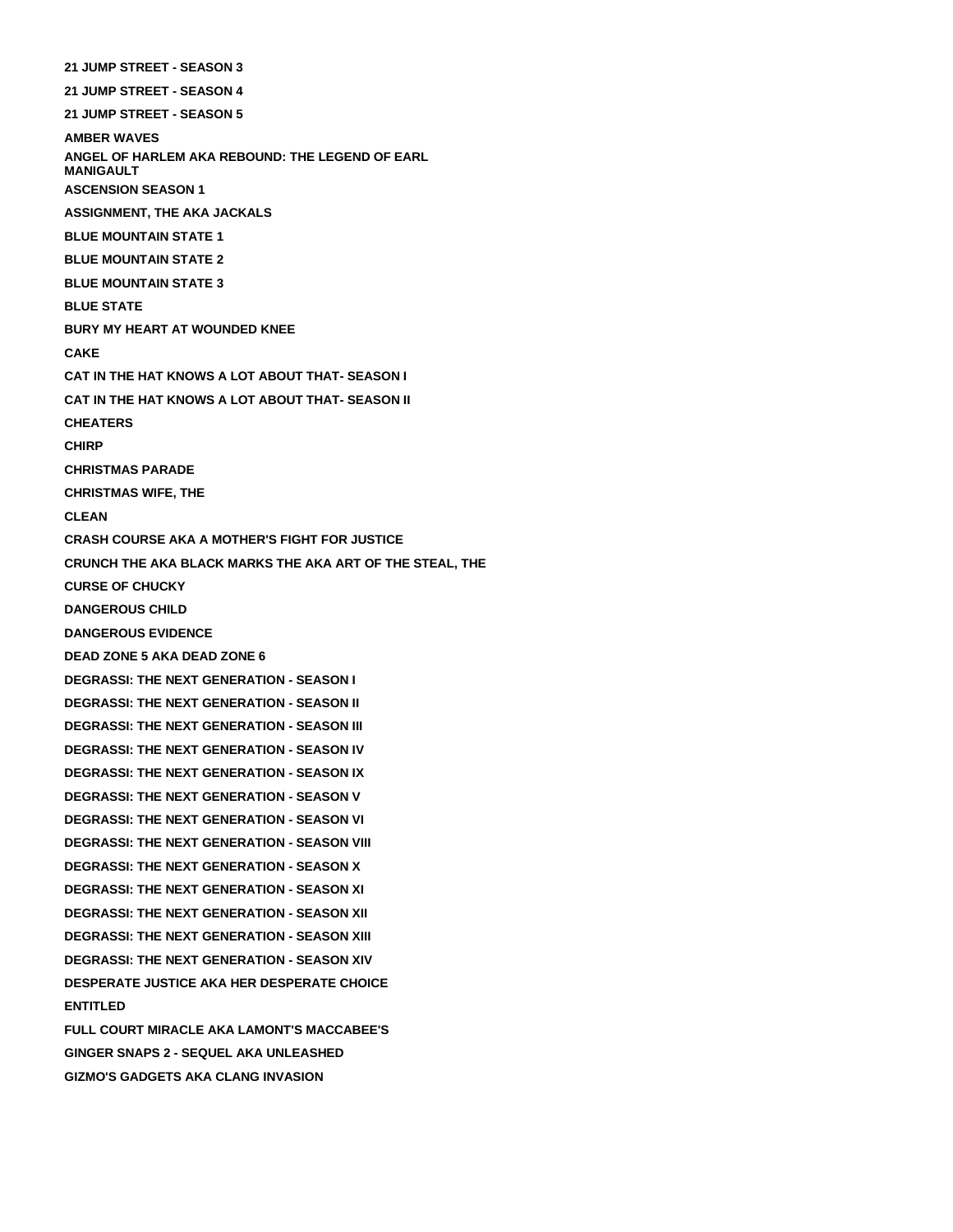**21 JUMP STREET - SEASON 3**

**21 JUMP STREET - SEASON 4**

**21 JUMP STREET - SEASON 5**

**AMBER WAVES**

**ANGEL OF HARLEM AKA REBOUND: THE LEGEND OF EARL MANIGAULT**

**ASCENSION SEASON 1**

**ASSIGNMENT, THE AKA JACKALS**

**BLUE MOUNTAIN STATE 1**

**BLUE MOUNTAIN STATE 2**

**BLUE MOUNTAIN STATE 3**

**BLUE STATE**

**BURY MY HEART AT WOUNDED KNEE**

**CAKE**

**CAT IN THE HAT KNOWS A LOT ABOUT THAT- SEASON I**

**CAT IN THE HAT KNOWS A LOT ABOUT THAT- SEASON II**

**CHEATERS**

**CHIRP**

**CHRISTMAS PARADE**

**CHRISTMAS WIFE, THE**

**CLEAN**

**CRASH COURSE AKA A MOTHER'S FIGHT FOR JUSTICE**

**CRUNCH THE AKA BLACK MARKS THE AKA ART OF THE STEAL, THE**

**CURSE OF CHUCKY**

**DANGEROUS CHILD**

**DANGEROUS EVIDENCE**

**DEAD ZONE 5 AKA DEAD ZONE 6**

**DEGRASSI: THE NEXT GENERATION - SEASON I**

**DEGRASSI: THE NEXT GENERATION - SEASON II**

**DEGRASSI: THE NEXT GENERATION - SEASON III**

**DEGRASSI: THE NEXT GENERATION - SEASON IV**

**DEGRASSI: THE NEXT GENERATION - SEASON IX**

**DEGRASSI: THE NEXT GENERATION - SEASON V**

**DEGRASSI: THE NEXT GENERATION - SEASON VI**

**DEGRASSI: THE NEXT GENERATION - SEASON VIII**

**DEGRASSI: THE NEXT GENERATION - SEASON X**

**DEGRASSI: THE NEXT GENERATION - SEASON XI**

**DEGRASSI: THE NEXT GENERATION - SEASON XII**

**DEGRASSI: THE NEXT GENERATION - SEASON XIII**

**DEGRASSI: THE NEXT GENERATION - SEASON XIV**

**DESPERATE JUSTICE AKA HER DESPERATE CHOICE**

**ENTITLED**

**FULL COURT MIRACLE AKA LAMONT'S MACCABEE'S**

**GINGER SNAPS 2 - SEQUEL AKA UNLEASHED**

**GIZMO'S GADGETS AKA CLANG INVASION**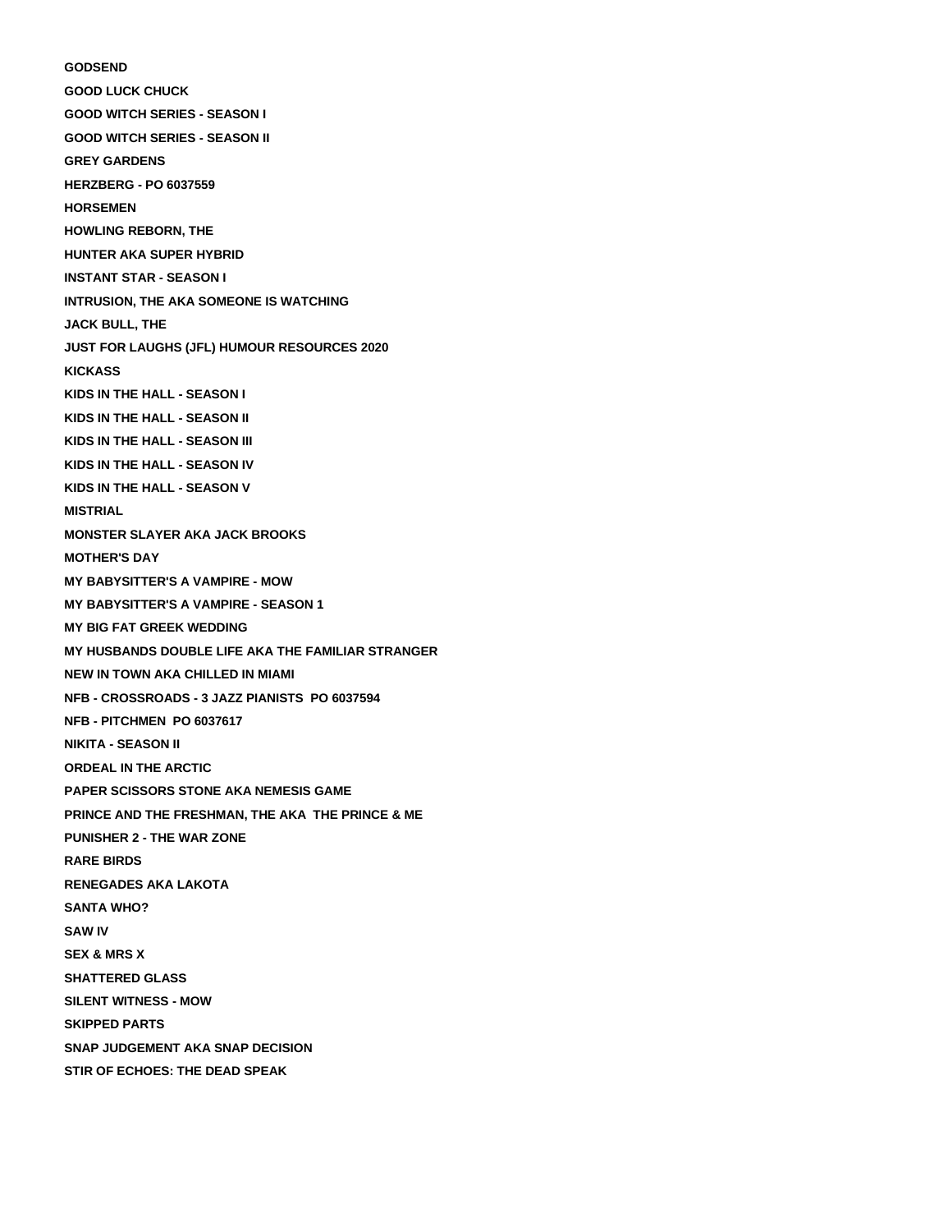**GODSEND**

**GOOD LUCK CHUCK**

**GOOD WITCH SERIES - SEASON I**

**GOOD WITCH SERIES - SEASON II**

**GREY GARDENS**

**HERZBERG - PO 6037559**

**HORSEMEN**

**HOWLING REBORN, THE**

**HUNTER AKA SUPER HYBRID**

**INSTANT STAR - SEASON I**

**INTRUSION, THE AKA SOMEONE IS WATCHING**

**JACK BULL, THE**

**JUST FOR LAUGHS (JFL) HUMOUR RESOURCES 2020**

**KICKASS**

**KIDS IN THE HALL - SEASON I**

**KIDS IN THE HALL - SEASON II**

**KIDS IN THE HALL - SEASON III**

**KIDS IN THE HALL - SEASON IV**

**KIDS IN THE HALL - SEASON V**

**MISTRIAL**

**MONSTER SLAYER AKA JACK BROOKS**

**MOTHER'S DAY**

**MY BABYSITTER'S A VAMPIRE - MOW**

**MY BABYSITTER'S A VAMPIRE - SEASON 1**

**MY BIG FAT GREEK WEDDING**

**MY HUSBANDS DOUBLE LIFE AKA THE FAMILIAR STRANGER**

**NEW IN TOWN AKA CHILLED IN MIAMI**

**NFB - CROSSROADS - 3 JAZZ PIANISTS PO 6037594**

**NFB - PITCHMEN PO 6037617**

**NIKITA - SEASON II**

**ORDEAL IN THE ARCTIC**

**PAPER SCISSORS STONE AKA NEMESIS GAME**

**PRINCE AND THE FRESHMAN, THE AKA THE PRINCE & ME**

**PUNISHER 2 - THE WAR ZONE**

**RARE BIRDS**

**RENEGADES AKA LAKOTA**

**SANTA WHO?**

**SAW IV**

**SEX & MRS X**

**SHATTERED GLASS**

**SILENT WITNESS - MOW**

**SKIPPED PARTS**

**SNAP JUDGEMENT AKA SNAP DECISION**

**STIR OF ECHOES: THE DEAD SPEAK**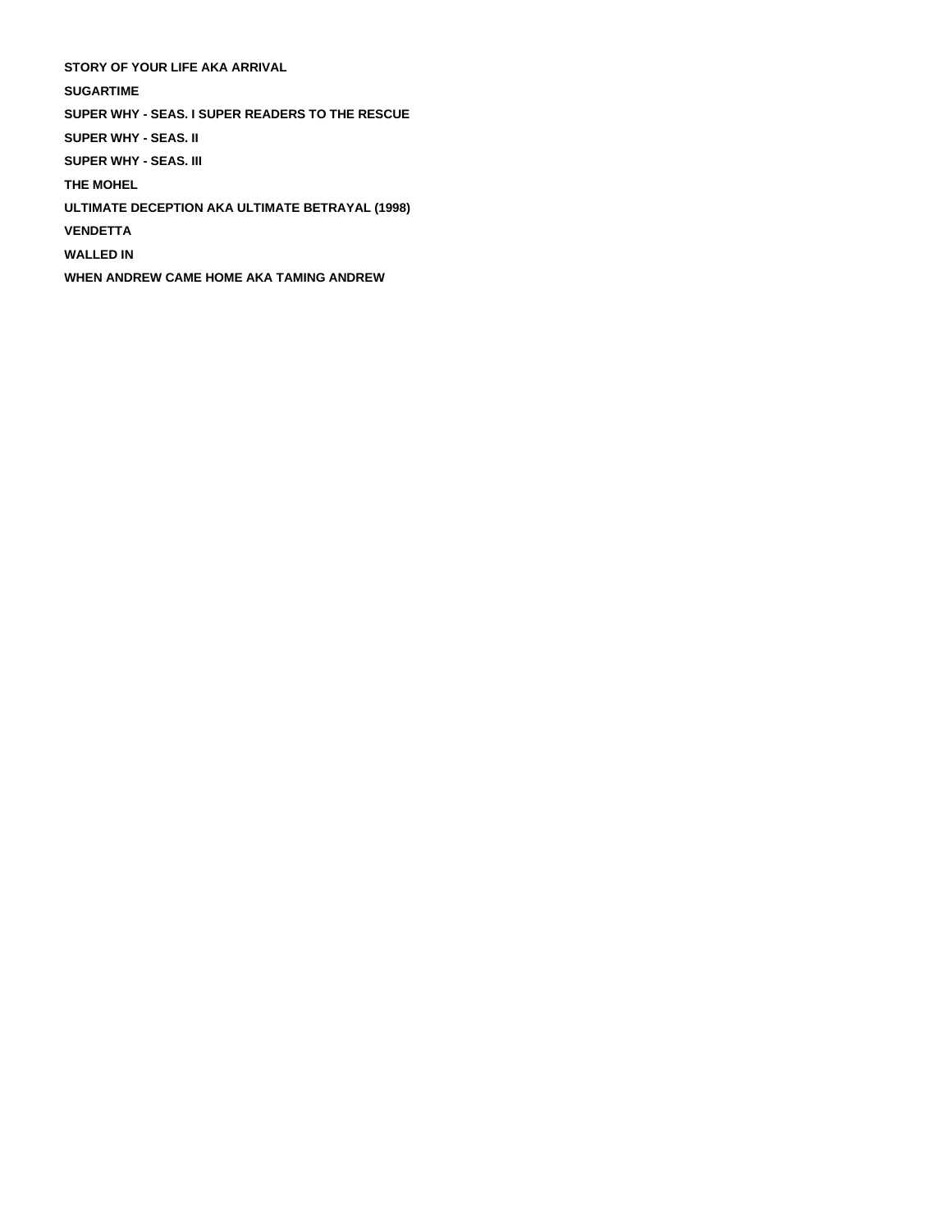**STORY OF YOUR LIFE AKA ARRIVAL**

**SUGARTIME**

**SUPER WHY - SEAS. I SUPER READERS TO THE RESCUE**

**SUPER WHY - SEAS. II**

**SUPER WHY - SEAS. III**

**THE MOHEL**

**ULTIMATE DECEPTION AKA ULTIMATE BETRAYAL (1998)**

**VENDETTA**

**WALLED IN**

**WHEN ANDREW CAME HOME AKA TAMING ANDREW**